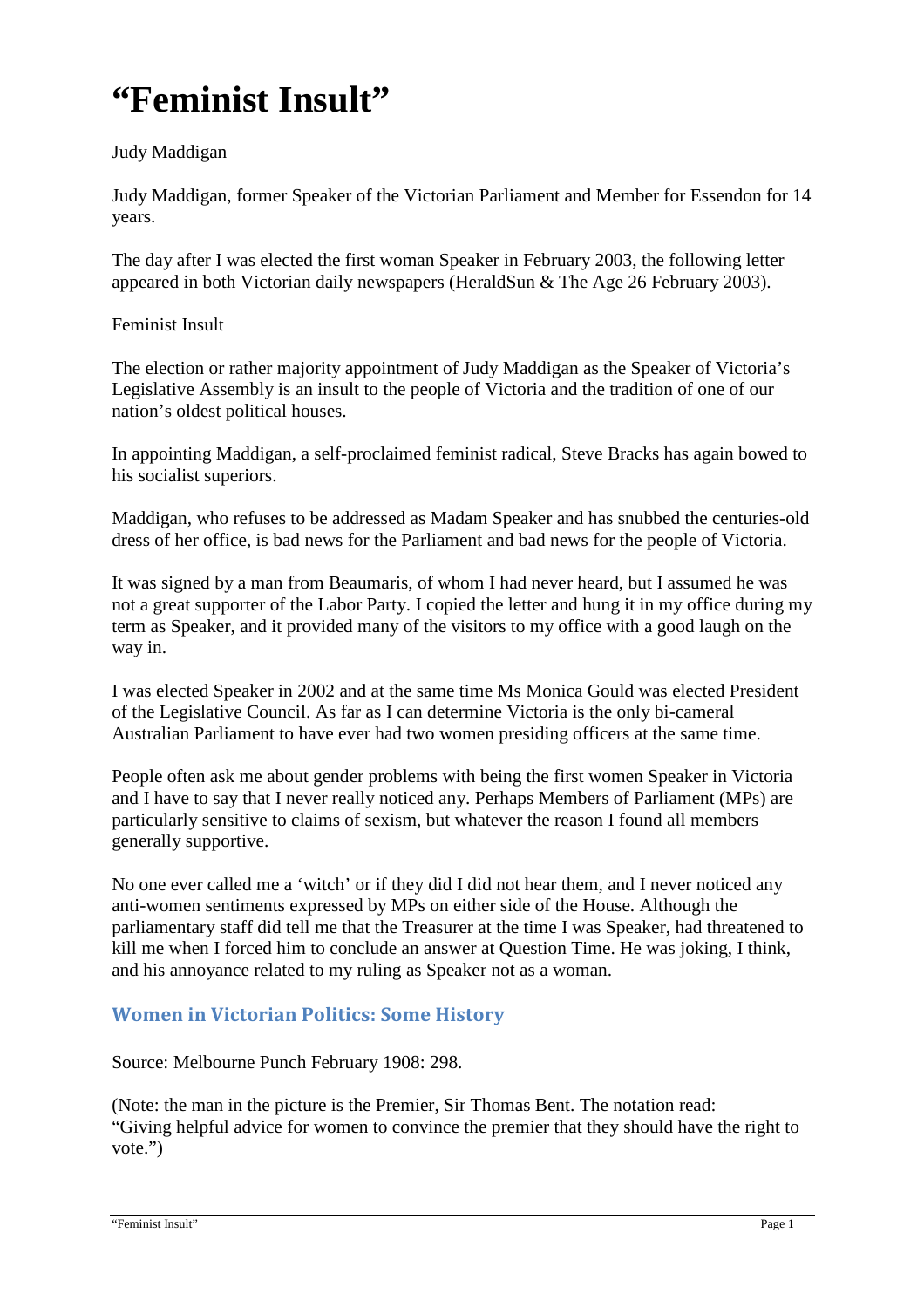# “Feminist Insult”

Judy Maddigan

Judy Maddigan, former Speaker of the Victorian Parliament and Member for Essendon for 14 years.

The day after I was elected the first woman Speaker in February 2003, the following letter appeared in both Victorian daily newspapers (HeraldSun & The Age 26 February 2003).

Feminist Insult

The election or rather majority appointment of Judy Maddigan as the Speaker of Victoria’s Legislative Assembly is an insult to the people of Victoria and the tradition of one of our nation’s oldest political houses.

In appointing Maddigan, a self-proclaimed feminist radical, Steve Bracks has again bowed to his socialist superiors.

Maddigan, who refuses to be addressed as Madam Speaker and has snubbed the centuries-old dress of her office, is bad news for the Parliament and bad news for the people of Victoria.

It was signed by a man from Beaumaris, of whom I had never heard, but I assumed he was not a great supporter of the Labor Party. I copied the letter and hung it in my office during my term as Speaker, and it provided many of the visitors to my office with a good laugh on the way in.

I was elected Speaker in 2002 and at the same time Ms Monica Gould was elected President of the Legislative Council. As far as I can determine Victoria is the only bi-cameral Australian Parliament to have ever had two women presiding officers at the same time.

People often ask me about gender problems with being the first women Speaker in Victoria and I have to say that I never really noticed any. Perhaps Members of Parliament (MPs) are particularly sensitive to claims of sexism, but whatever the reason I found all members generally supportive.

No one ever called me a ‘witch’ or if they did I did not hear them, and I never noticed any anti-women sentiments expressed by MPs on either side of the House. Although the parliamentary staff did tell me that the Treasurer at the time I was Speaker, had threatened to kill me when I forced him to conclude an answer at Question Time. He was joking, I think, and his annoyance related to my ruling as Speaker not as a woman.

## Women in Victorian Politics: Some History

Source: Melbourne Punch February 1908: 298.

(Note: the man in the picture is the Premier, Sir Thomas Bent. The notation read: “Giving helpful advice for women to convince the premier that they should have the right to vote.”)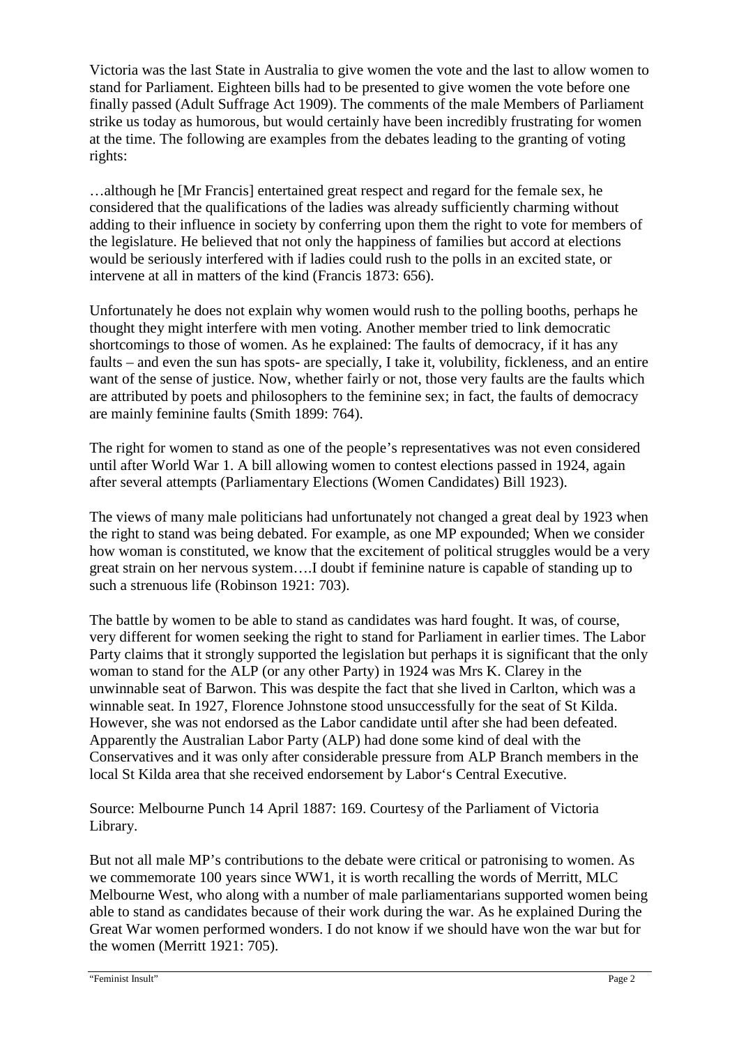Victoria was the last State in Australia to give women the vote and the last to allow women to stand for Parliament. Eighteen bills had to be presented to give women the vote before one finally passed (Adult Suffrage Act 1909). The comments of the male Members of Parliament strike us today as humorous, but would certainly have been incredibly frustrating for women at the time. The following are examples from the debates leading to the granting of voting rights:

…although he [Mr Francis] entertained great respect and regard for the female sex, he considered that the qualifications of the ladies was already sufficiently charming without adding to their influence in society by conferring upon them the right to vote for members of the legislature. He believed that not only the happiness of families but accord at elections would be seriously interfered with if ladies could rush to the polls in an excited state, or intervene at all in matters of the kind (Francis 1873: 656).

Unfortunately he does not explain why women would rush to the polling booths, perhaps he thought they might interfere with men voting. Another member tried to link democratic shortcomings to those of women. As he explained: The faults of democracy, if it has any faults – and even the sun has spots- are specially, I take it, volubility, fickleness, and an entire want of the sense of justice. Now, whether fairly or not, those very faults are the faults which are attributed by poets and philosophers to the feminine sex; in fact, the faults of democracy are mainly feminine faults (Smith 1899: 764).

The right for women to stand as one of the people's representatives was not even considered until after World War 1. A bill allowing women to contest elections passed in 1924, again after several attempts (Parliamentary Elections (Women Candidates) Bill 1923).

The views of many male politicians had unfortunately not changed a great deal by 1923 when the right to stand was being debated. For example, as one MP expounded; When we consider how woman is constituted, we know that the excitement of political struggles would be a very great strain on her nervous system….I doubt if feminine nature is capable of standing up to such a strenuous life (Robinson 1921: 703).

The battle by women to be able to stand as candidates was hard fought. It was, of course, very different for women seeking the right to stand for Parliament in earlier times. The Labor Party claims that it strongly supported the legislation but perhaps it is significant that the only woman to stand for the ALP (or any other Party) in 1924 was Mrs K. Clarey in the unwinnable seat of Barwon. This was despite the fact that she lived in Carlton, which was a winnable seat. In 1927, Florence Johnstone stood unsuccessfully for the seat of St Kilda. However, she was not endorsed as the Labor candidate until after she had been defeated. Apparently the Australian Labor Party (ALP) had done some kind of deal with the Conservatives and it was only after considerable pressure from ALP Branch members in the local St Kilda area that she received endorsement by Labor's Central Executive.

Source: Melbourne Punch 14 April 1887: 169. Courtesy of the Parliament of Victoria Library.

But not all male MP's contributions to the debate were critical or patronising to women. As we commemorate 100 years since WW1, it is worth recalling the words of Merritt, MLC Melbourne West, who along with a number of male parliamentarians supported women being able to stand as candidates because of their work during the war. As he explained During the Great War women performed wonders. I do not know if we should have won the war but for the women (Merritt 1921: 705).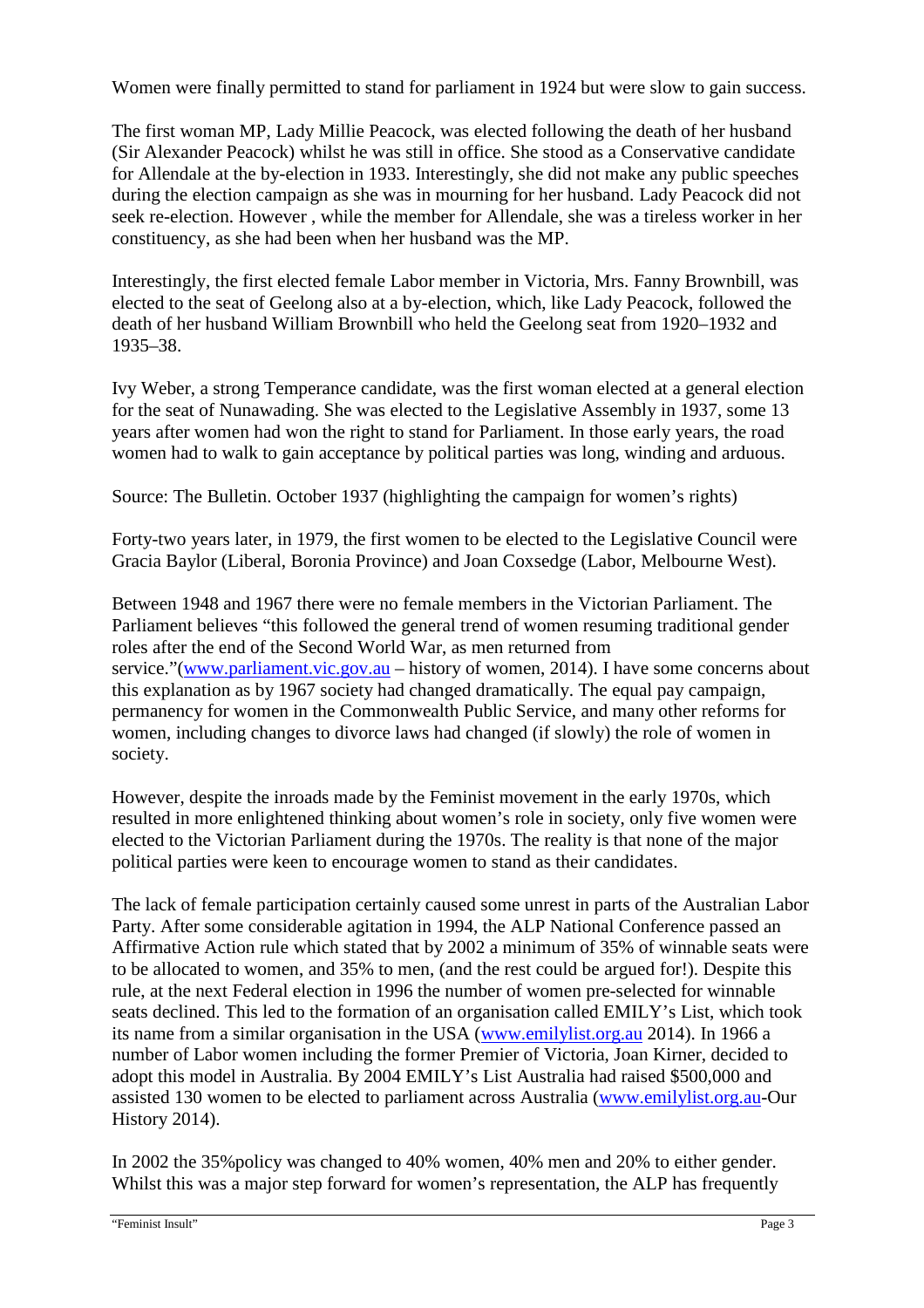Women were finally permitted to stand for parliament in 1924 but were slow to gain success.

The first woman MP, Lady Millie Peacock, was elected following the death of her husband (Sir Alexander Peacock) whilst he was still in office. She stood as a Conservative candidate for Allendale at the by-election in 1933. Interestingly, she did not make any public speeches during the election campaign as she was in mourning for her husband. Lady Peacock did not seek re-election. However , while the member for Allendale, she was a tireless worker in her constituency, as she had been when her husband was the MP.

Interestingly, the first elected female Labor member in Victoria, Mrs. Fanny Brownbill, was elected to the seat of Geelong also at a by-election, which, like Lady Peacock, followed the death of her husband William Brownbill who held the Geelong seat from 1920–1932 and 1935–38.

Ivy Weber, a strong Temperance candidate, was the first woman elected at a general election for the seat of Nunawading. She was elected to the Legislative Assembly in 1937, some 13 years after women had won the right to stand for Parliament. In those early years, the road women had to walk to gain acceptance by political parties was long, winding and arduous.

Source: The Bulletin. October 1937 (highlighting the campaign for women's rights)

Forty-two years later, in 1979, the first women to be elected to the Legislative Council were Gracia Baylor (Liberal, Boronia Province) and Joan Coxsedge (Labor, Melbourne West).

Between 1948 and 1967 there were no female members in the Victorian Parliament. The Parliament believes "this followed the general trend of women resuming traditional gender roles after the end of the Second World War, as men returned from service."(www.parliament.vic.gov.au – history of women, 2014). I have some concerns about this explanation as by 1967 society had changed dramatically. The equal pay campaign, permanency for women in the Commonwealth Public Service, and many other reforms for women, including changes to divorce laws had changed (if slowly) the role of women in society.

However, despite the inroads made by the Feminist movement in the early 1970s, which resulted in more enlightened thinking about women's role in society, only five women were elected to the Victorian Parliament during the 1970s. The reality is that none of the major political parties were keen to encourage women to stand as their candidates.

The lack of female participation certainly caused some unrest in parts of the Australian Labor Party. After some considerable agitation in 1994, the ALP National Conference passed an Affirmative Action rule which stated that by 2002 a minimum of 35% of winnable seats were to be allocated to women, and 35% to men, (and the rest could be argued for!). Despite this rule, at the next Federal election in 1996 the number of women pre-selected for winnable seats declined. This led to the formation of an organisation called EMILY's List, which took its name from a similar organisation in the USA (www.emilylist.org.au 2014). In 1966 a number of Labor women including the former Premier of Victoria, Joan Kirner, decided to adopt this model in Australia. By 2004 EMILY's List Australia had raised $500,000 and assisted 130 women to be elected to parliament across Australia (www.emilylist.org.au-Our History 2014).

In 2002 the 35%policy was changed to 40% women, 40% men and 20% to either gender. Whilst this was a major step forward for women's representation, the ALP has frequently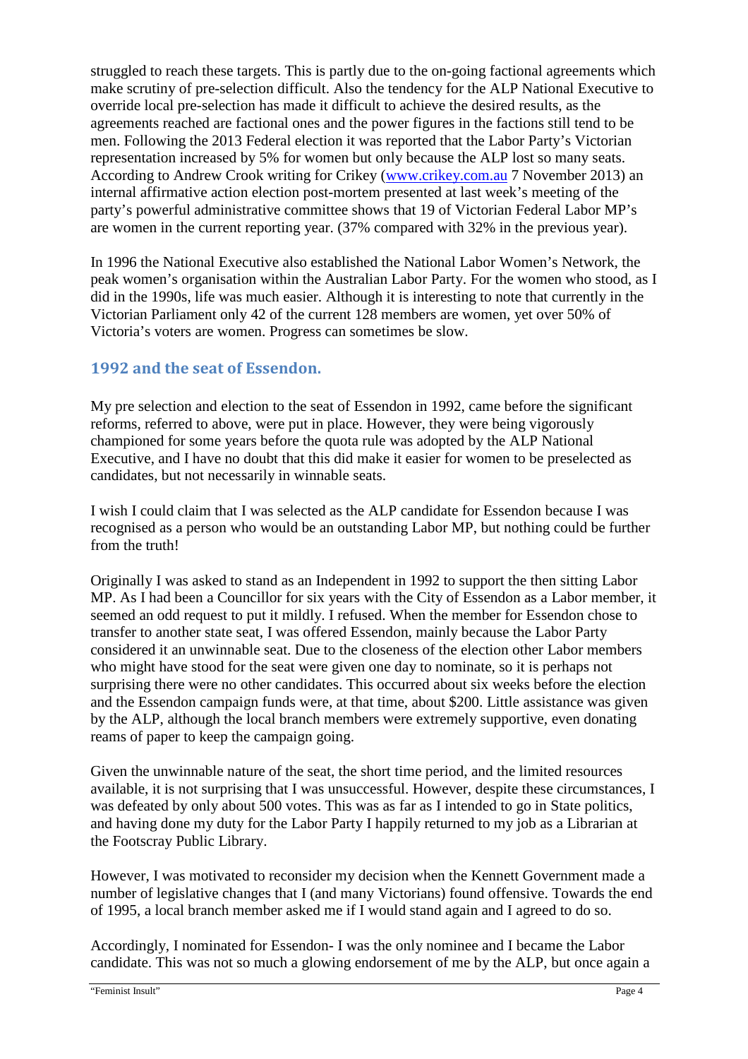struggled to reach these targets. This is partly due to the on-going factional agreements which make scrutiny of pre-selection difficult. Also the tendency for the ALP National Executive to override local pre-selection has made it difficult to achieve the desired results, as the agreements reached are factional ones and the power figures in the factions still tend to be men. Following the 2013 Federal election it was reported that the Labor Party's Victorian representation increased by 5% for women but only because the ALP lost so many seats. According to Andrew Crook writing for Crikey (www.crikey.com.au 7 November 2013) an internal affirmative action election post-mortem presented at last week's meeting of the party's powerful administrative committee shows that 19 of Victorian Federal Labor MP's are women in the current reporting year. (37% compared with 32% in the previous year).

In 1996 the National Executive also established the National Labor Women's Network, the peak women's organisation within the Australian Labor Party. For the women who stood, as I did in the 1990s, life was much easier. Although it is interesting to note that currently in the Victorian Parliament only 42 of the current 128 members are women, yet over 50% of Victoria's voters are women. Progress can sometimes be slow.

## 1992 and the seat of Essendon.

My pre selection and election to the seat of Essendon in 1992, came before the significant reforms, referred to above, were put in place. However, they were being vigorously championed for some years before the quota rule was adopted by the ALP National Executive, and I have no doubt that this did make it easier for women to be preselected as candidates, but not necessarily in winnable seats.

I wish I could claim that I was selected as the ALP candidate for Essendon because I was recognised as a person who would be an outstanding Labor MP, but nothing could be further from the truth!

Originally I was asked to stand as an Independent in 1992 to support the then sitting Labor MP. As I had been a Councillor for six years with the City of Essendon as a Labor member, it seemed an odd request to put it mildly. I refused. When the member for Essendon chose to transfer to another state seat, I was offered Essendon, mainly because the Labor Party considered it an unwinnable seat. Due to the closeness of the election other Labor members who might have stood for the seat were given one day to nominate, so it is perhaps not surprising there were no other candidates. This occurred about six weeks before the election and the Essendon campaign funds were, at that time, about $200. Little assistance was given by the ALP, although the local branch members were extremely supportive, even donating reams of paper to keep the campaign going.

Given the unwinnable nature of the seat, the short time period, and the limited resources available, it is not surprising that I was unsuccessful. However, despite these circumstances, I was defeated by only about 500 votes. This was as far as I intended to go in State politics, and having done my duty for the Labor Party I happily returned to my job as a Librarian at the Footscray Public Library.

However, I was motivated to reconsider my decision when the Kennett Government made a number of legislative changes that I (and many Victorians) found offensive. Towards the end of 1995, a local branch member asked me if I would stand again and I agreed to do so.

Accordingly, I nominated for Essendon- I was the only nominee and I became the Labor candidate. This was not so much a glowing endorsement of me by the ALP, but once again a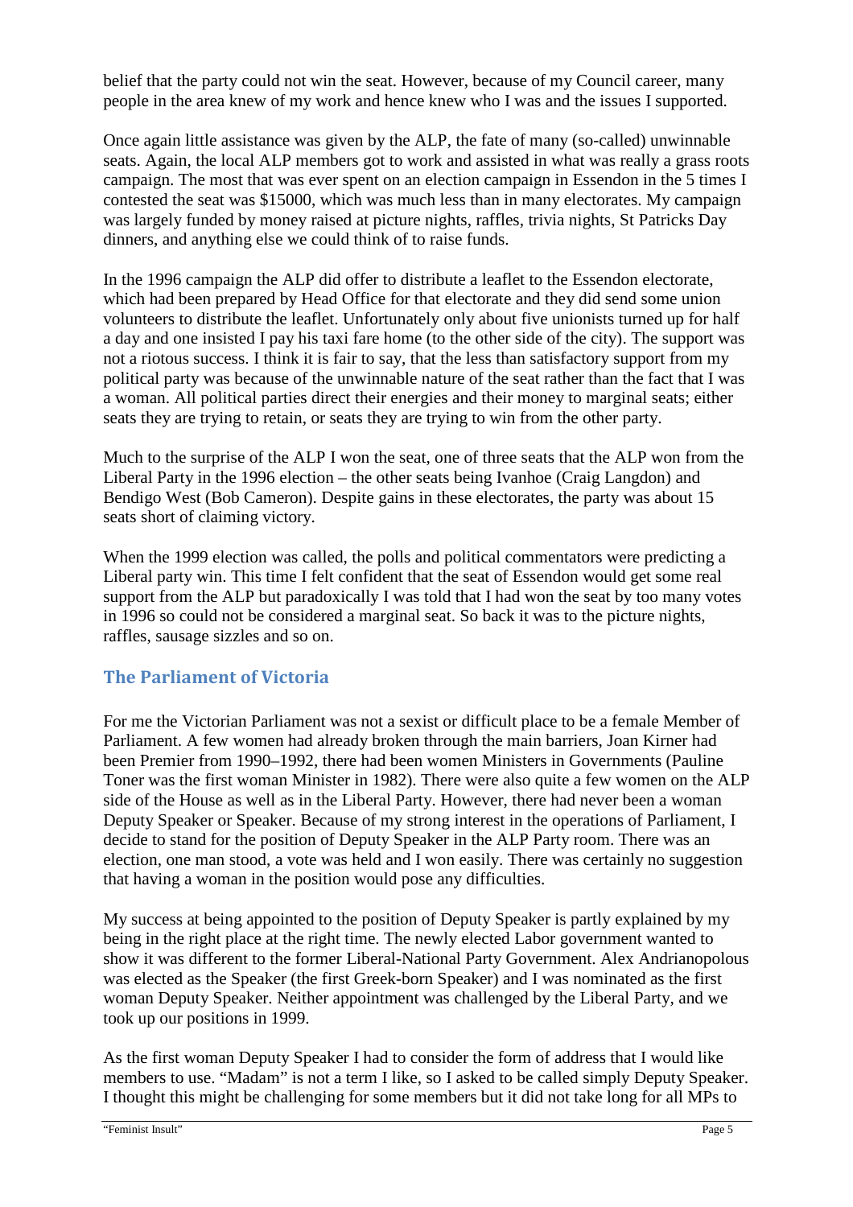belief that the party could not win the seat. However, because of my Council career, many people in the area knew of my work and hence knew who I was and the issues I supported.

Once again little assistance was given by the ALP, the fate of many (so-called) unwinnable seats. Again, the local ALP members got to work and assisted in what was really a grass roots campaign. The most that was ever spent on an election campaign in Essendon in the 5 times I contested the seat was $15000, which was much less than in many electorates. My campaign was largely funded by money raised at picture nights, raffles, trivia nights, St Patricks Day dinners, and anything else we could think of to raise funds.

In the 1996 campaign the ALP did offer to distribute a leaflet to the Essendon electorate, which had been prepared by Head Office for that electorate and they did send some union volunteers to distribute the leaflet. Unfortunately only about five unionists turned up for half a day and one insisted I pay his taxi fare home (to the other side of the city). The support was not a riotous success. I think it is fair to say, that the less than satisfactory support from my political party was because of the unwinnable nature of the seat rather than the fact that I was a woman. All political parties direct their energies and their money to marginal seats; either seats they are trying to retain, or seats they are trying to win from the other party.

Much to the surprise of the ALP I won the seat, one of three seats that the ALP won from the Liberal Party in the 1996 election – the other seats being Ivanhoe (Craig Langdon) and Bendigo West (Bob Cameron). Despite gains in these electorates, the party was about 15 seats short of claiming victory.

When the 1999 election was called, the polls and political commentators were predicting a Liberal party win. This time I felt confident that the seat of Essendon would get some real support from the ALP but paradoxically I was told that I had won the seat by too many votes in 1996 so could not be considered a marginal seat. So back it was to the picture nights, raffles, sausage sizzles and so on.

## The Parliament of Victoria

For me the Victorian Parliament was not a sexist or difficult place to be a female Member of Parliament. A few women had already broken through the main barriers, Joan Kirner had been Premier from 1990–1992, there had been women Ministers in Governments (Pauline Toner was the first woman Minister in 1982). There were also quite a few women on the ALP side of the House as well as in the Liberal Party. However, there had never been a woman Deputy Speaker or Speaker. Because of my strong interest in the operations of Parliament, I decide to stand for the position of Deputy Speaker in the ALP Party room. There was an election, one man stood, a vote was held and I won easily. There was certainly no suggestion that having a woman in the position would pose any difficulties.

My success at being appointed to the position of Deputy Speaker is partly explained by my being in the right place at the right time. The newly elected Labor government wanted to show it was different to the former Liberal-National Party Government. Alex Andrianopolous was elected as the Speaker (the first Greek-born Speaker) and I was nominated as the first woman Deputy Speaker. Neither appointment was challenged by the Liberal Party, and we took up our positions in 1999.

As the first woman Deputy Speaker I had to consider the form of address that I would like members to use. "Madam" is not a term I like, so I asked to be called simply Deputy Speaker. I thought this might be challenging for some members but it did not take long for all MPs to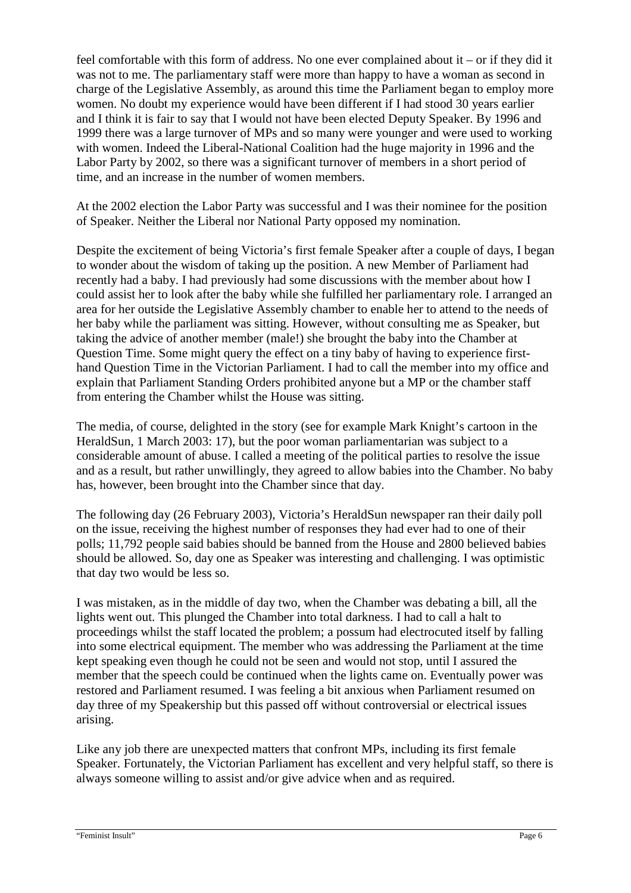feel comfortable with this form of address. No one ever complained about it – or if they did it was not to me. The parliamentary staff were more than happy to have a woman as second in charge of the Legislative Assembly, as around this time the Parliament began to employ more women. No doubt my experience would have been different if I had stood 30 years earlier and I think it is fair to say that I would not have been elected Deputy Speaker. By 1996 and 1999 there was a large turnover of MPs and so many were younger and were used to working with women. Indeed the Liberal-National Coalition had the huge majority in 1996 and the Labor Party by 2002, so there was a significant turnover of members in a short period of time, and an increase in the number of women members.

At the 2002 election the Labor Party was successful and I was their nominee for the position of Speaker. Neither the Liberal nor National Party opposed my nomination.

Despite the excitement of being Victoria's first female Speaker after a couple of days, I began to wonder about the wisdom of taking up the position. A new Member of Parliament had recently had a baby. I had previously had some discussions with the member about how I could assist her to look after the baby while she fulfilled her parliamentary role. I arranged an area for her outside the Legislative Assembly chamber to enable her to attend to the needs of her baby while the parliament was sitting. However, without consulting me as Speaker, but taking the advice of another member (male!) she brought the baby into the Chamber at Question Time. Some might query the effect on a tiny baby of having to experience first-hand Question Time in the Victorian Parliament. I had to call the member into my office and explain that Parliament Standing Orders prohibited anyone but a MP or the chamber staff from entering the Chamber whilst the House was sitting.

The media, of course, delighted in the story (see for example Mark Knight's cartoon in the HeraldSun, 1 March 2003: 17), but the poor woman parliamentarian was subject to a considerable amount of abuse. I called a meeting of the political parties to resolve the issue and as a result, but rather unwillingly, they agreed to allow babies into the Chamber. No baby has, however, been brought into the Chamber since that day.

The following day (26 February 2003), Victoria's HeraldSun newspaper ran their daily poll on the issue, receiving the highest number of responses they had ever had to one of their polls; 11,792 people said babies should be banned from the House and 2800 believed babies should be allowed. So, day one as Speaker was interesting and challenging. I was optimistic that day two would be less so.

I was mistaken, as in the middle of day two, when the Chamber was debating a bill, all the lights went out. This plunged the Chamber into total darkness. I had to call a halt to proceedings whilst the staff located the problem; a possum had electrocuted itself by falling into some electrical equipment. The member who was addressing the Parliament at the time kept speaking even though he could not be seen and would not stop, until I assured the member that the speech could be continued when the lights came on. Eventually power was restored and Parliament resumed. I was feeling a bit anxious when Parliament resumed on day three of my Speakership but this passed off without controversial or electrical issues arising.

Like any job there are unexpected matters that confront MPs, including its first female Speaker. Fortunately, the Victorian Parliament has excellent and very helpful staff, so there is always someone willing to assist and/or give advice when and as required.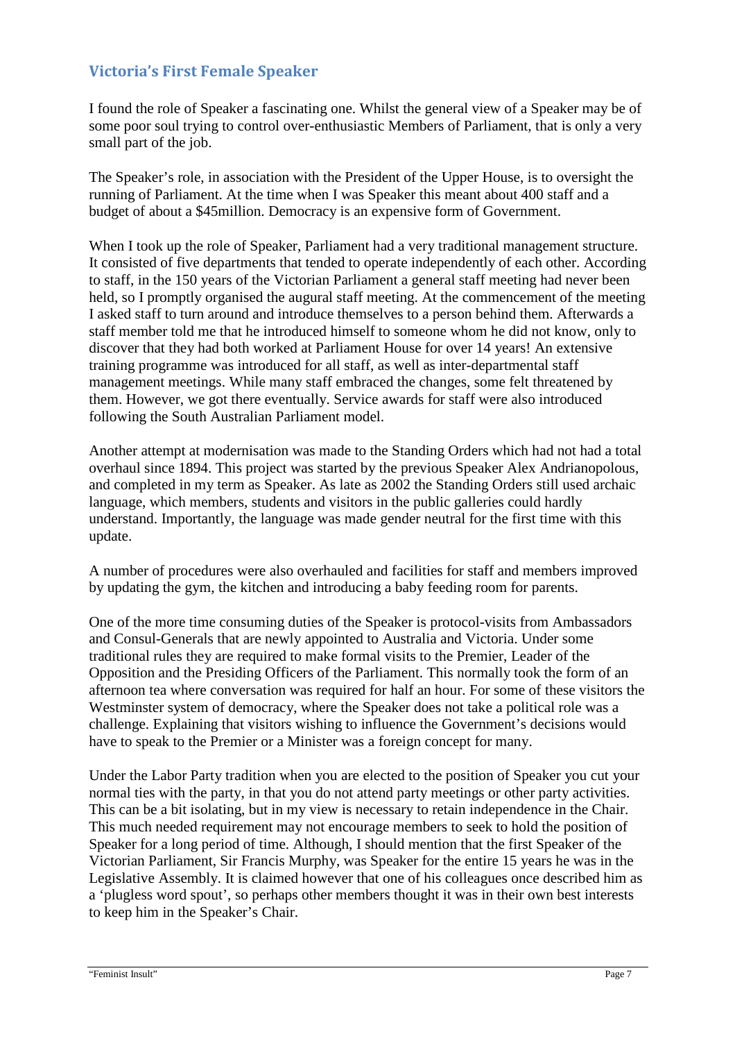## Victoria's First Female Speaker

I found the role of Speaker a fascinating one. Whilst the general view of a Speaker may be of some poor soul trying to control over-enthusiastic Members of Parliament, that is only a very small part of the job.

The Speaker's role, in association with the President of the Upper House, is to oversight the running of Parliament. At the time when I was Speaker this meant about 400 staff and a budget of about a $45million. Democracy is an expensive form of Government.

When I took up the role of Speaker, Parliament had a very traditional management structure. It consisted of five departments that tended to operate independently of each other. According to staff, in the 150 years of the Victorian Parliament a general staff meeting had never been held, so I promptly organised the augural staff meeting. At the commencement of the meeting I asked staff to turn around and introduce themselves to a person behind them. Afterwards a staff member told me that he introduced himself to someone whom he did not know, only to discover that they had both worked at Parliament House for over 14 years! An extensive training programme was introduced for all staff, as well as inter-departmental staff management meetings. While many staff embraced the changes, some felt threatened by them. However, we got there eventually. Service awards for staff were also introduced following the South Australian Parliament model.

Another attempt at modernisation was made to the Standing Orders which had not had a total overhaul since 1894. This project was started by the previous Speaker Alex Andrianopolous, and completed in my term as Speaker. As late as 2002 the Standing Orders still used archaic language, which members, students and visitors in the public galleries could hardly understand. Importantly, the language was made gender neutral for the first time with this update.

A number of procedures were also overhauled and facilities for staff and members improved by updating the gym, the kitchen and introducing a baby feeding room for parents.

One of the more time consuming duties of the Speaker is protocol-visits from Ambassadors and Consul-Generals that are newly appointed to Australia and Victoria. Under some traditional rules they are required to make formal visits to the Premier, Leader of the Opposition and the Presiding Officers of the Parliament. This normally took the form of an afternoon tea where conversation was required for half an hour. For some of these visitors the Westminster system of democracy, where the Speaker does not take a political role was a challenge. Explaining that visitors wishing to influence the Government's decisions would have to speak to the Premier or a Minister was a foreign concept for many.

Under the Labor Party tradition when you are elected to the position of Speaker you cut your normal ties with the party, in that you do not attend party meetings or other party activities. This can be a bit isolating, but in my view is necessary to retain independence in the Chair. This much needed requirement may not encourage members to seek to hold the position of Speaker for a long period of time. Although, I should mention that the first Speaker of the Victorian Parliament, Sir Francis Murphy, was Speaker for the entire 15 years he was in the Legislative Assembly. It is claimed however that one of his colleagues once described him as a 'plugless word spout', so perhaps other members thought it was in their own best interests to keep him in the Speaker's Chair.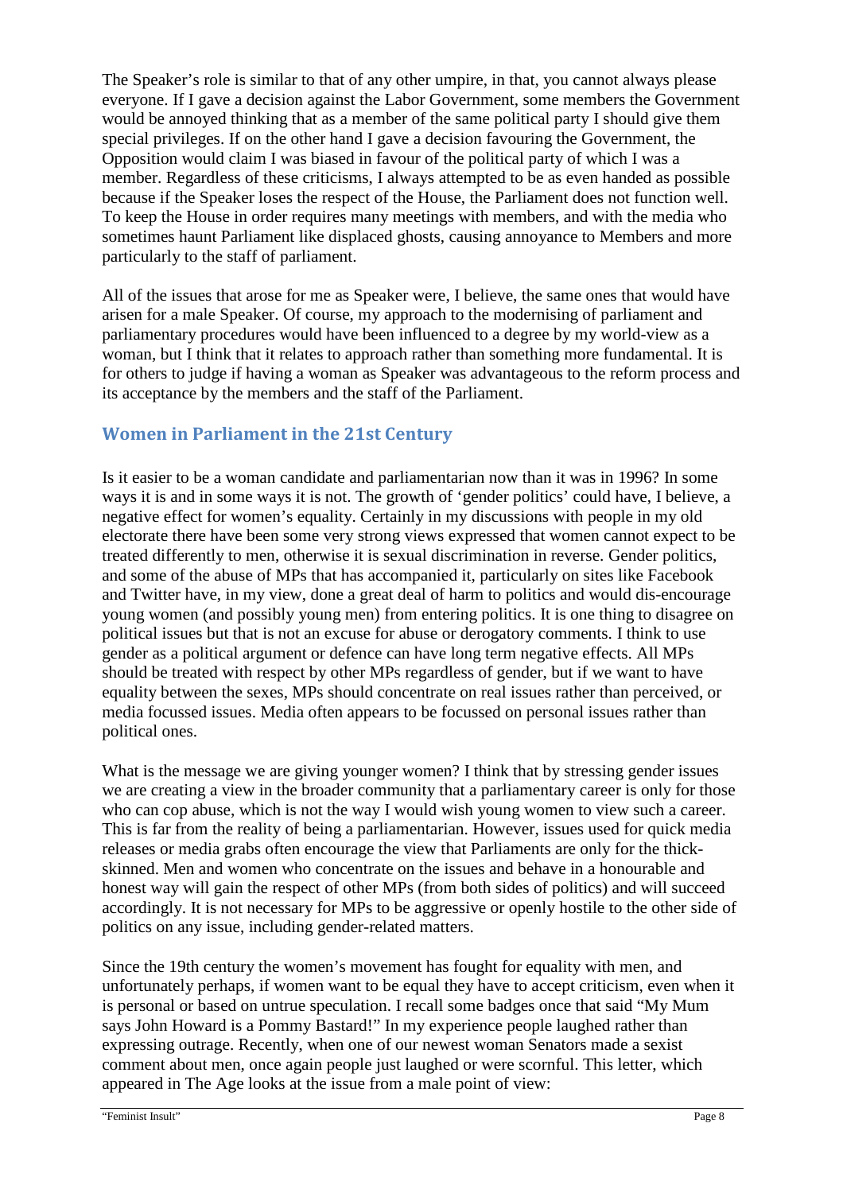The Speaker's role is similar to that of any other umpire, in that, you cannot always please everyone. If I gave a decision against the Labor Government, some members the Government would be annoyed thinking that as a member of the same political party I should give them special privileges. If on the other hand I gave a decision favouring the Government, the Opposition would claim I was biased in favour of the political party of which I was a member. Regardless of these criticisms, I always attempted to be as even handed as possible because if the Speaker loses the respect of the House, the Parliament does not function well. To keep the House in order requires many meetings with members, and with the media who sometimes haunt Parliament like displaced ghosts, causing annoyance to Members and more particularly to the staff of parliament.

All of the issues that arose for me as Speaker were, I believe, the same ones that would have arisen for a male Speaker. Of course, my approach to the modernising of parliament and parliamentary procedures would have been influenced to a degree by my world-view as a woman, but I think that it relates to approach rather than something more fundamental. It is for others to judge if having a woman as Speaker was advantageous to the reform process and its acceptance by the members and the staff of the Parliament.

## Women in Parliament in the 21st Century

Is it easier to be a woman candidate and parliamentarian now than it was in 1996? In some ways it is and in some ways it is not. The growth of 'gender politics' could have, I believe, a negative effect for women's equality. Certainly in my discussions with people in my old electorate there have been some very strong views expressed that women cannot expect to be treated differently to men, otherwise it is sexual discrimination in reverse. Gender politics, and some of the abuse of MPs that has accompanied it, particularly on sites like Facebook and Twitter have, in my view, done a great deal of harm to politics and would dis-encourage young women (and possibly young men) from entering politics. It is one thing to disagree on political issues but that is not an excuse for abuse or derogatory comments. I think to use gender as a political argument or defence can have long term negative effects. All MPs should be treated with respect by other MPs regardless of gender, but if we want to have equality between the sexes, MPs should concentrate on real issues rather than perceived, or media focussed issues. Media often appears to be focussed on personal issues rather than political ones.

What is the message we are giving younger women? I think that by stressing gender issues we are creating a view in the broader community that a parliamentary career is only for those who can cop abuse, which is not the way I would wish young women to view such a career. This is far from the reality of being a parliamentarian. However, issues used for quick media releases or media grabs often encourage the view that Parliaments are only for the thick-skinned. Men and women who concentrate on the issues and behave in a honourable and honest way will gain the respect of other MPs (from both sides of politics) and will succeed accordingly. It is not necessary for MPs to be aggressive or openly hostile to the other side of politics on any issue, including gender-related matters.

Since the 19th century the women's movement has fought for equality with men, and unfortunately perhaps, if women want to be equal they have to accept criticism, even when it is personal or based on untrue speculation. I recall some badges once that said "My Mum says John Howard is a Pommy Bastard!" In my experience people laughed rather than expressing outrage. Recently, when one of our newest woman Senators made a sexist comment about men, once again people just laughed or were scornful. This letter, which appeared in The Age looks at the issue from a male point of view: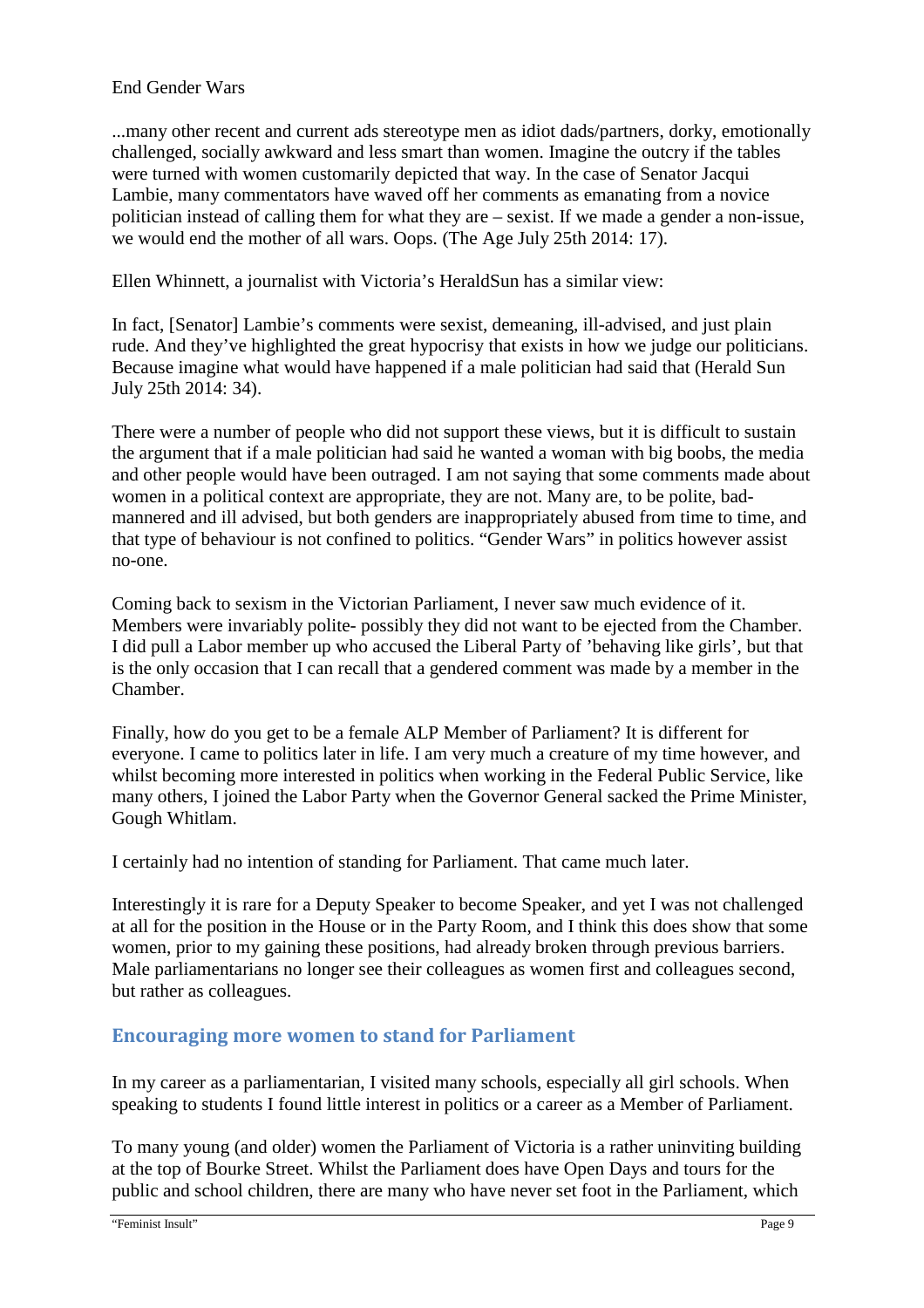End Gender Wars

...many other recent and current ads stereotype men as idiot dads/partners, dorky, emotionally challenged, socially awkward and less smart than women. Imagine the outcry if the tables were turned with women customarily depicted that way. In the case of Senator Jacqui Lambie, many commentators have waved off her comments as emanating from a novice politician instead of calling them for what they are – sexist. If we made a gender a non-issue, we would end the mother of all wars. Oops. (The Age July 25th 2014: 17).

Ellen Whinnett, a journalist with Victoria's HeraldSun has a similar view:

In fact, [Senator] Lambie's comments were sexist, demeaning, ill-advised, and just plain rude. And they've highlighted the great hypocrisy that exists in how we judge our politicians. Because imagine what would have happened if a male politician had said that (Herald Sun July 25th 2014: 34).

There were a number of people who did not support these views, but it is difficult to sustain the argument that if a male politician had said he wanted a woman with big boobs, the media and other people would have been outraged. I am not saying that some comments made about women in a political context are appropriate, they are not. Many are, to be polite, bad-mannered and ill advised, but both genders are inappropriately abused from time to time, and that type of behaviour is not confined to politics. "Gender Wars" in politics however assist no-one.

Coming back to sexism in the Victorian Parliament, I never saw much evidence of it. Members were invariably polite- possibly they did not want to be ejected from the Chamber. I did pull a Labor member up who accused the Liberal Party of 'behaving like girls', but that is the only occasion that I can recall that a gendered comment was made by a member in the Chamber.

Finally, how do you get to be a female ALP Member of Parliament? It is different for everyone. I came to politics later in life. I am very much a creature of my time however, and whilst becoming more interested in politics when working in the Federal Public Service, like many others, I joined the Labor Party when the Governor General sacked the Prime Minister, Gough Whitlam.

I certainly had no intention of standing for Parliament. That came much later.

Interestingly it is rare for a Deputy Speaker to become Speaker, and yet I was not challenged at all for the position in the House or in the Party Room, and I think this does show that some women, prior to my gaining these positions, had already broken through previous barriers. Male parliamentarians no longer see their colleagues as women first and colleagues second, but rather as colleagues.

## Encouraging more women to stand for Parliament

In my career as a parliamentarian, I visited many schools, especially all girl schools. When speaking to students I found little interest in politics or a career as a Member of Parliament.

To many young (and older) women the Parliament of Victoria is a rather uninviting building at the top of Bourke Street. Whilst the Parliament does have Open Days and tours for the public and school children, there are many who have never set foot in the Parliament, which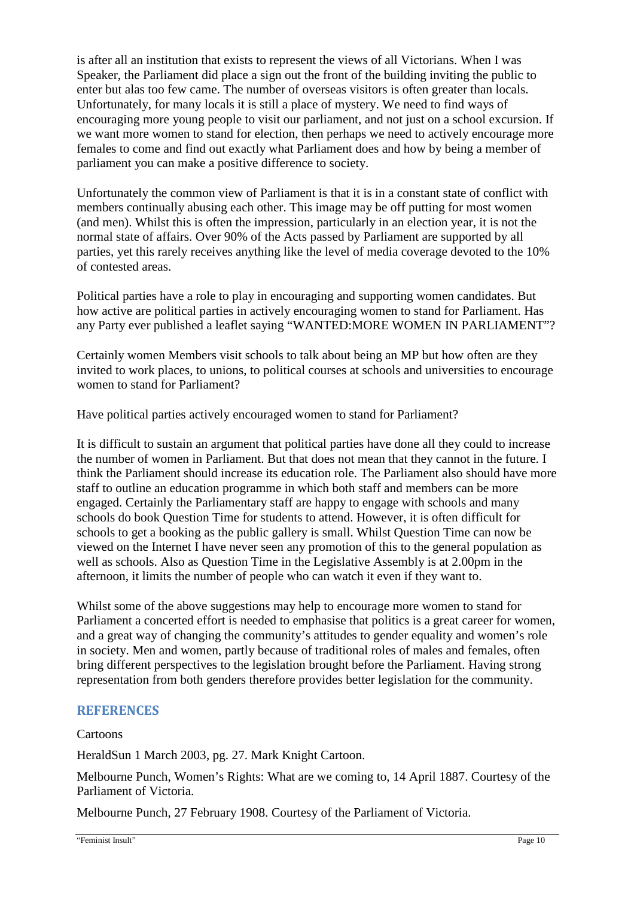is after all an institution that exists to represent the views of all Victorians. When I was Speaker, the Parliament did place a sign out the front of the building inviting the public to enter but alas too few came. The number of overseas visitors is often greater than locals. Unfortunately, for many locals it is still a place of mystery. We need to find ways of encouraging more young people to visit our parliament, and not just on a school excursion. If we want more women to stand for election, then perhaps we need to actively encourage more females to come and find out exactly what Parliament does and how by being a member of parliament you can make a positive difference to society.

Unfortunately the common view of Parliament is that it is in a constant state of conflict with members continually abusing each other. This image may be off putting for most women (and men). Whilst this is often the impression, particularly in an election year, it is not the normal state of affairs. Over 90% of the Acts passed by Parliament are supported by all parties, yet this rarely receives anything like the level of media coverage devoted to the 10% of contested areas.

Political parties have a role to play in encouraging and supporting women candidates. But how active are political parties in actively encouraging women to stand for Parliament. Has any Party ever published a leaflet saying "WANTED:MORE WOMEN IN PARLIAMENT"?

Certainly women Members visit schools to talk about being an MP but how often are they invited to work places, to unions, to political courses at schools and universities to encourage women to stand for Parliament?

Have political parties actively encouraged women to stand for Parliament?

It is difficult to sustain an argument that political parties have done all they could to increase the number of women in Parliament. But that does not mean that they cannot in the future. I think the Parliament should increase its education role. The Parliament also should have more staff to outline an education programme in which both staff and members can be more engaged. Certainly the Parliamentary staff are happy to engage with schools and many schools do book Question Time for students to attend. However, it is often difficult for schools to get a booking as the public gallery is small. Whilst Question Time can now be viewed on the Internet I have never seen any promotion of this to the general population as well as schools. Also as Question Time in the Legislative Assembly is at 2.00pm in the afternoon, it limits the number of people who can watch it even if they want to.

Whilst some of the above suggestions may help to encourage more women to stand for Parliament a concerted effort is needed to emphasise that politics is a great career for women, and a great way of changing the community's attitudes to gender equality and women's role in society. Men and women, partly because of traditional roles of males and females, often bring different perspectives to the legislation brought before the Parliament. Having strong representation from both genders therefore provides better legislation for the community.

## REFERENCES

Cartoons

HeraldSun 1 March 2003, pg. 27. Mark Knight Cartoon.

Melbourne Punch, Women's Rights: What are we coming to, 14 April 1887. Courtesy of the Parliament of Victoria.

Melbourne Punch, 27 February 1908. Courtesy of the Parliament of Victoria.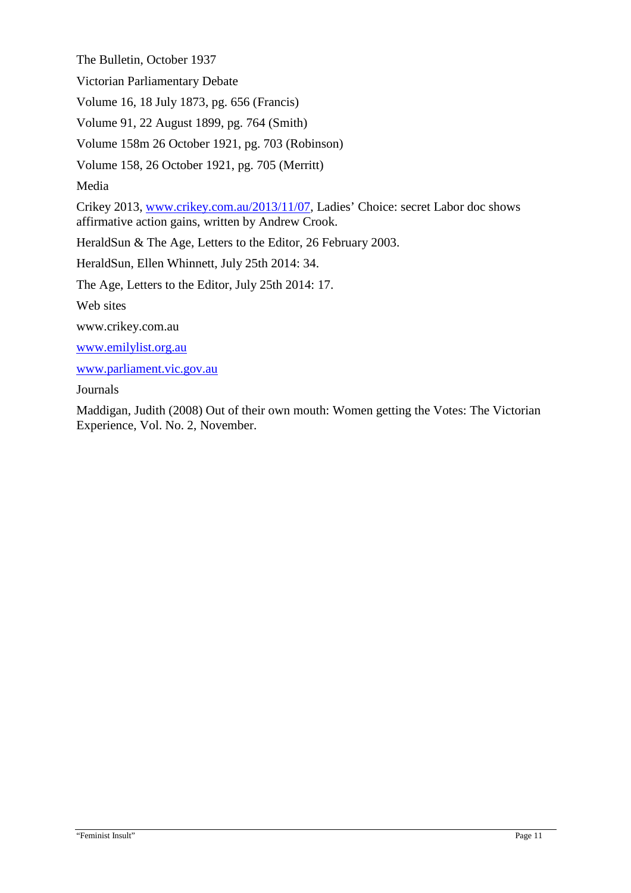The Bulletin, October 1937

Victorian Parliamentary Debate

Volume 16, 18 July 1873, pg. 656 (Francis)

Volume 91, 22 August 1899, pg. 764 (Smith)

Volume 158m 26 October 1921, pg. 703 (Robinson)

Volume 158, 26 October 1921, pg. 705 (Merritt)

Media

Crikey 2013, www.crikey.com.au/2013/11/07, Ladies' Choice: secret Labor doc shows affirmative action gains, written by Andrew Crook.

HeraldSun & The Age, Letters to the Editor, 26 February 2003.

HeraldSun, Ellen Whinnett, July 25th 2014: 34.

The Age, Letters to the Editor, July 25th 2014: 17.

Web sites

www.crikey.com.au

www.emilylist.org.au

www.parliament.vic.gov.au

Journals

Maddigan, Judith (2008) Out of their own mouth: Women getting the Votes: The Victorian Experience, Vol. No. 2, November.